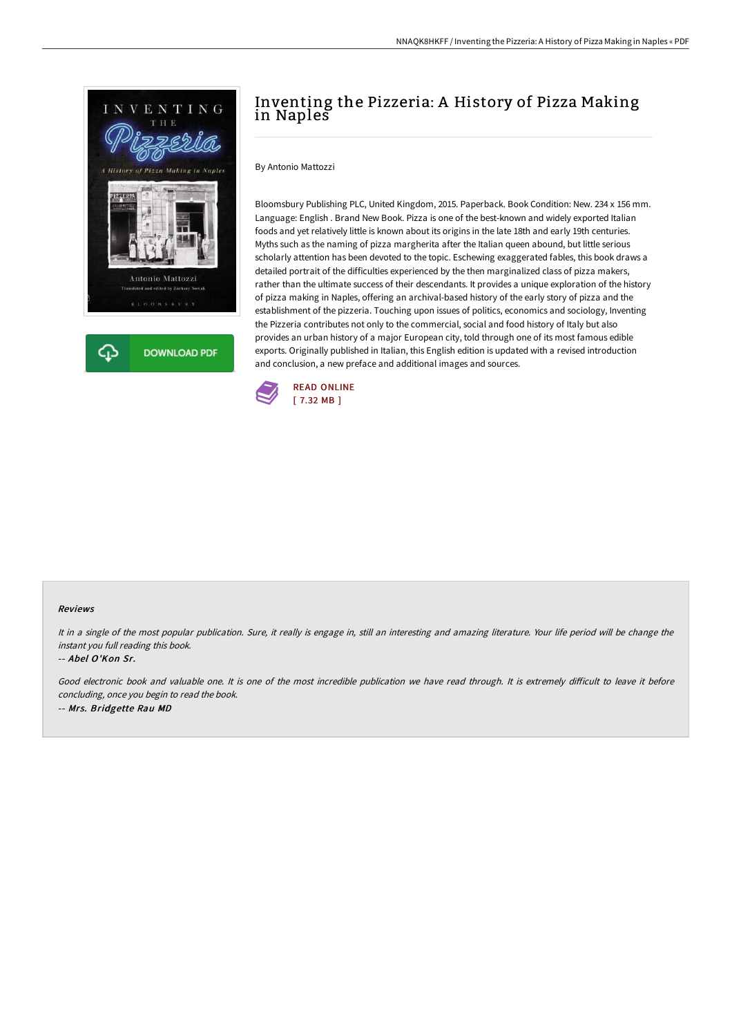# Inventing the Pizzeria: A History of Pizza Making in Naples

By Antonio Mattozzi

Bloomsbury Publishing PLC, United Kingdom, 2015. Paperback. Book Condition: New. 234 x 156 mm. Language: English . Brand New Book. Pizza is one of the best-known and widely exported Italian foods and yet relatively little is known about its origins in the late 18th and early 19th centuries. Myths such as the naming of pizza margherita after the Italian queen abound, but little serious scholarly attention has been devoted to the topic. Eschewing exaggerated fables, this book draws a detailed portrait of the difficulties experienced by the then marginalized class of pizza makers, rather than the ultimate success of their descendants. It provides a unique exploration of the history of pizza making in Naples, offering an archival-based history of the early story of pizza and the establishment of the pizzeria. Touching upon issues of politics, economics and sociology, Inventing the Pizzeria contributes not only to the commercial, social and food history of Italy but also provides an urban history of a major European city, told through one of its most famous edible exports. Originally published in Italian, this English edition is updated with a revised introduction and conclusion, a new preface and additional images and sources.

DOWNLOAD PDF

READ ONLINE
[ 7.32 MB ]

### Reviews

*It in a single of the most popular publication. Sure, it really is engage in, still an interesting and amazing literature. Your life period will be change the instant you full reading this book.*

-- ***Abel O'Kon Sr.***

*Good electronic book and valuable one. It is one of the most incredible publication we have read through. It is extremely difficult to leave it before concluding, once you begin to read the book.*

-- ***Mrs. Bridgette Rau MD***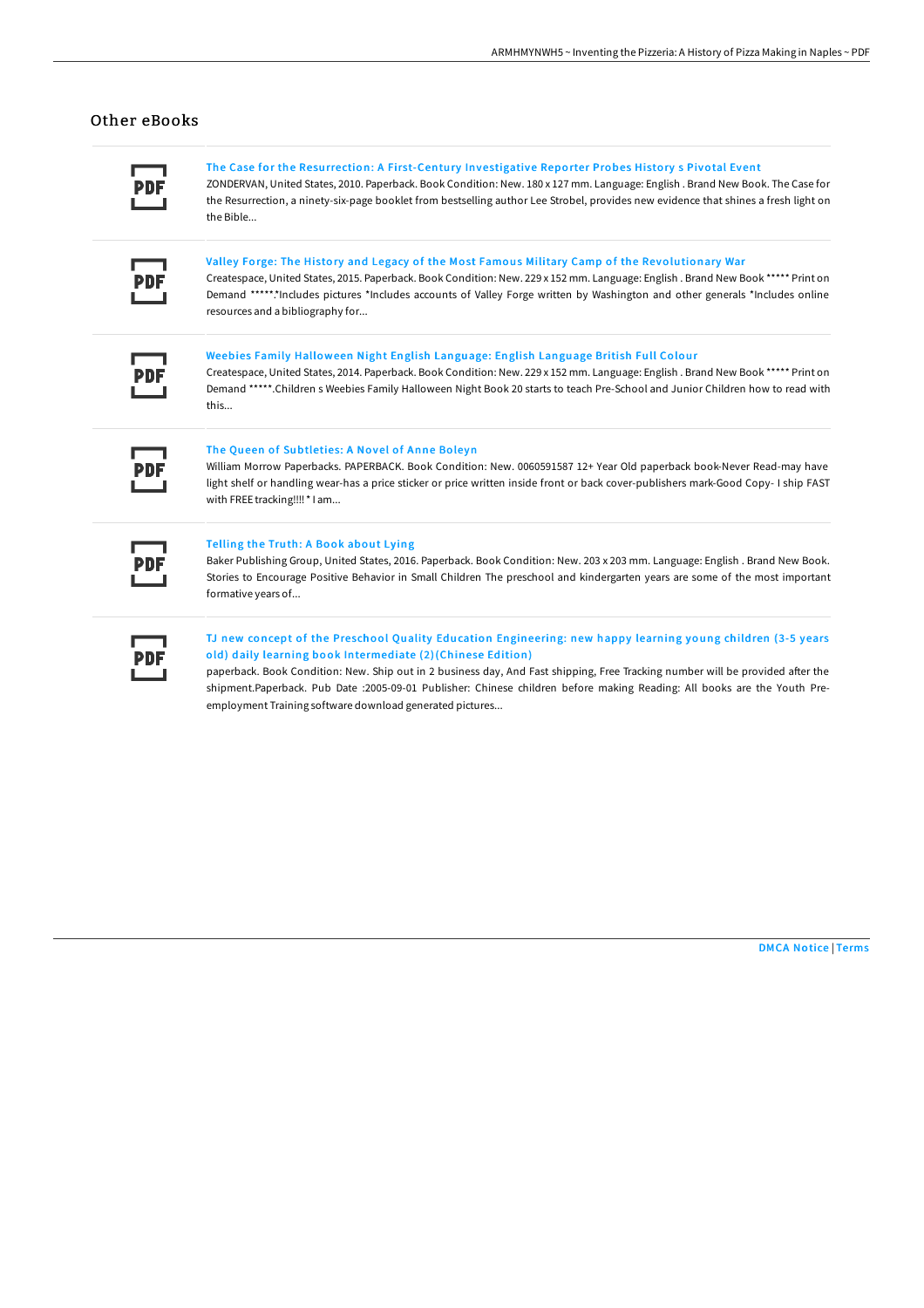## Other eBooks

**The Case for the Resurrection: A First-Century Investigative Reporter Probes History s Pivotal Event**
ZONDERVAN, United States, 2010. Paperback. Book Condition: New. 180 x 127 mm. Language: English . Brand New Book. The Case for the Resurrection, a ninety-six-page booklet from bestselling author Lee Strobel, provides new evidence that shines a fresh light on the Bible...

**Valley Forge: The History and Legacy of the Most Famous Military Camp of the Revolutionary War**
Createspace, United States, 2015. Paperback. Book Condition: New. 229 x 152 mm. Language: English . Brand New Book ***** Print on Demand *****.*Includes pictures *Includes accounts of Valley Forge written by Washington and other generals *Includes online resources and a bibliography for...

**Weebies Family Halloween Night English Language: English Language British Full Colour**
Createspace, United States, 2014. Paperback. Book Condition: New. 229 x 152 mm. Language: English . Brand New Book ***** Print on Demand *****.Children s Weebies Family Halloween Night Book 20 starts to teach Pre-School and Junior Children how to read with this...

**The Queen of Subtleties: A Novel of Anne Boleyn**
William Morrow Paperbacks. PAPERBACK. Book Condition: New. 0060591587 12+ Year Old paperback book-Never Read-may have light shelf or handling wear-has a price sticker or price written inside front or back cover-publishers mark-Good Copy- I ship FAST with FREE tracking!!!! * I am...

**Telling the Truth: A Book about Lying**
Baker Publishing Group, United States, 2016. Paperback. Book Condition: New. 203 x 203 mm. Language: English . Brand New Book. Stories to Encourage Positive Behavior in Small Children The preschool and kindergarten years are some of the most important formative years of...

**TJ new concept of the Preschool Quality Education Engineering: new happy learning young children (3-5 years old) daily learning book Intermediate (2)(Chinese Edition)**
paperback. Book Condition: New. Ship out in 2 business day, And Fast shipping, Free Tracking number will be provided after the shipment.Paperback. Pub Date :2005-09-01 Publisher: Chinese children before making Reading: All books are the Youth Pre-employment Training software download generated pictures...

DMCA Notice | Terms